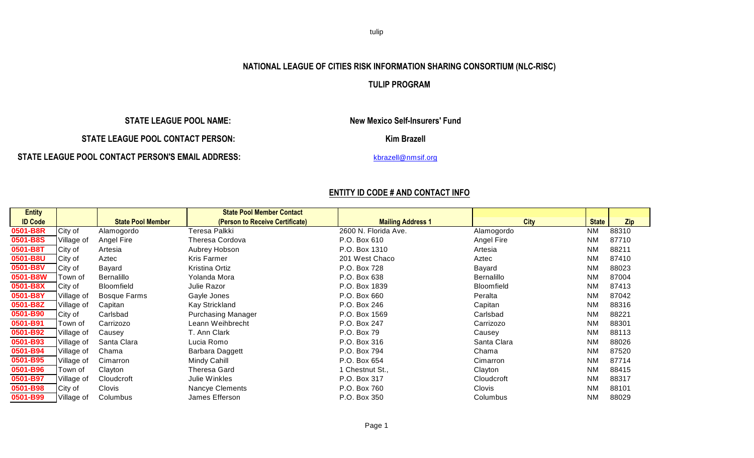tulip

## NATIONAL LEAGUE OF CITIES RISK INFORMATION SHARING CONSORTIUM (NLC-RISC)

## TULIP PROGRAM

**STATE LEAGUE POOL NAME:** New Mexico Self-Insurers' Fund

**STATE LEAGUE POOL CONTACT PERSON:** Kim Brazell

**STATE LEAGUE POOL CONTACT PERSON'S EMAIL ADDRESS:** kbrazell@nmsif.org

### ENTITY ID CODE # AND CONTACT INFO

| Entity ID Code | | State Pool Member | State Pool Member Contact (Person to Receive Certificate) | Mailing Address 1 | City | State | Zip |
|---|---|---|---|---|---|---|---|
| 0501-B8R | City of | Alamogordo | Teresa Palkki | 2600 N. Florida Ave. | Alamogordo | NM | 88310 |
| 0501-B8S | Village of | Angel Fire | Theresa Cordova | P.O. Box 610 | Angel Fire | NM | 87710 |
| 0501-B8T | City of | Artesia | Aubrey Hobson | P.O. Box 1310 | Artesia | NM | 88211 |
| 0501-B8U | City of | Aztec | Kris Farmer | 201 West Chaco | Aztec | NM | 87410 |
| 0501-B8V | City of | Bayard | Kristina Ortiz | P.O. Box 728 | Bayard | NM | 88023 |
| 0501-B8W | Town of | Bernalillo | Yolanda Mora | P.O. Box 638 | Bernalillo | NM | 87004 |
| 0501-B8X | City of | Bloomfield | Julie Razor | P.O. Box 1839 | Bloomfield | NM | 87413 |
| 0501-B8Y | Village of | Bosque Farms | Gayle Jones | P.O. Box 660 | Peralta | NM | 87042 |
| 0501-B8Z | Village of | Capitan | Kay Strickland | P.O. Box 246 | Capitan | NM | 88316 |
| 0501-B90 | City of | Carlsbad | Purchasing Manager | P.O. Box 1569 | Carlsbad | NM | 88221 |
| 0501-B91 | Town of | Carrizozo | Leann Weihbrecht | P.O. Box 247 | Carrizozo | NM | 88301 |
| 0501-B92 | Village of | Causey | T. Ann Clark | P.O. Box 79 | Causey | NM | 88113 |
| 0501-B93 | Village of | Santa Clara | Lucia Romo | P.O. Box 316 | Santa Clara | NM | 88026 |
| 0501-B94 | Village of | Chama | Barbara Daggett | P.O. Box 794 | Chama | NM | 87520 |
| 0501-B95 | Village of | Cimarron | Mindy Cahill | P.O. Box 654 | Cimarron | NM | 87714 |
| 0501-B96 | Town of | Clayton | Theresa Gard | 1 Chestnut St., | Clayton | NM | 88415 |
| 0501-B97 | Village of | Cloudcroft | Julie Winkles | P.O. Box 317 | Cloudcroft | NM | 88317 |
| 0501-B98 | City of | Clovis | Nancye Clements | P.O. Box 760 | Clovis | NM | 88101 |
| 0501-B99 | Village of | Columbus | James Efferson | P.O. Box 350 | Columbus | NM | 88029 |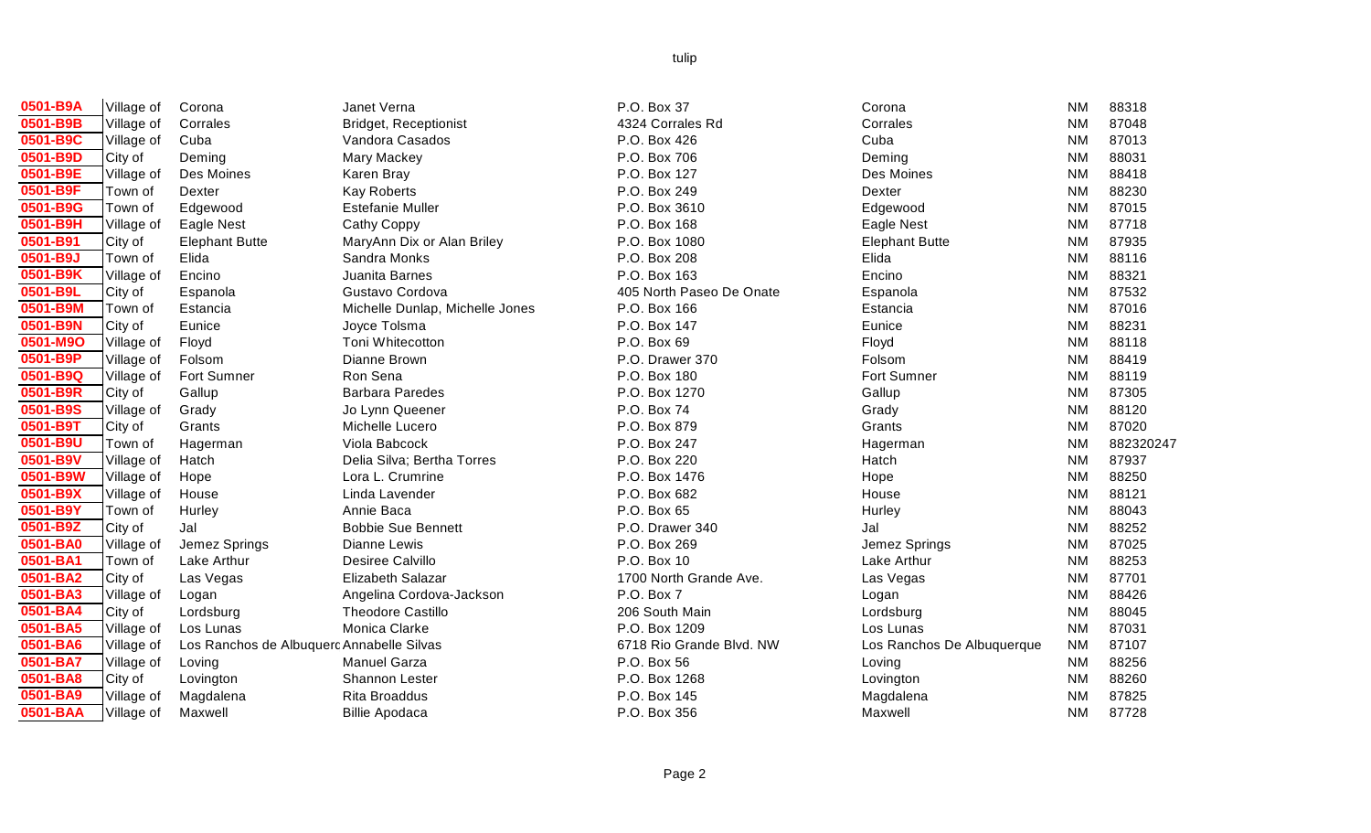| | | | | | | | |
|---|---|---|---|---|---|---|---|
| 0501-B9A | Village of | Corona | Janet Verna | P.O. Box 37 | Corona | NM | 88318 |
| 0501-B9B | Village of | Corrales | Bridget, Receptionist | 4324 Corrales Rd | Corrales | NM | 87048 |
| 0501-B9C | Village of | Cuba | Vandora Casados | P.O. Box 426 | Cuba | NM | 87013 |
| 0501-B9D | City of | Deming | Mary Mackey | P.O. Box 706 | Deming | NM | 88031 |
| 0501-B9E | Village of | Des Moines | Karen Bray | P.O. Box 127 | Des Moines | NM | 88418 |
| 0501-B9F | Town of | Dexter | Kay Roberts | P.O. Box 249 | Dexter | NM | 88230 |
| 0501-B9G | Town of | Edgewood | Estefanie Muller | P.O. Box 3610 | Edgewood | NM | 87015 |
| 0501-B9H | Village of | Eagle Nest | Cathy Coppy | P.O. Box 168 | Eagle Nest | NM | 87718 |
| 0501-B91 | City of | Elephant Butte | MaryAnn Dix or Alan Briley | P.O. Box 1080 | Elephant Butte | NM | 87935 |
| 0501-B9J | Town of | Elida | Sandra Monks | P.O. Box 208 | Elida | NM | 88116 |
| 0501-B9K | Village of | Encino | Juanita Barnes | P.O. Box 163 | Encino | NM | 88321 |
| 0501-B9L | City of | Espanola | Gustavo Cordova | 405 North Paseo De Onate | Espanola | NM | 87532 |
| 0501-B9M | Town of | Estancia | Michelle Dunlap, Michelle Jones | P.O. Box 166 | Estancia | NM | 87016 |
| 0501-B9N | City of | Eunice | Joyce Tolsma | P.O. Box 147 | Eunice | NM | 88231 |
| 0501-M9O | Village of | Floyd | Toni Whitecotton | P.O. Box 69 | Floyd | NM | 88118 |
| 0501-B9P | Village of | Folsom | Dianne Brown | P.O. Drawer 370 | Folsom | NM | 88419 |
| 0501-B9Q | Village of | Fort Sumner | Ron Sena | P.O. Box 180 | Fort Sumner | NM | 88119 |
| 0501-B9R | City of | Gallup | Barbara Paredes | P.O. Box 1270 | Gallup | NM | 87305 |
| 0501-B9S | Village of | Grady | Jo Lynn Queener | P.O. Box 74 | Grady | NM | 88120 |
| 0501-B9T | City of | Grants | Michelle Lucero | P.O. Box 879 | Grants | NM | 87020 |
| 0501-B9U | Town of | Hagerman | Viola Babcock | P.O. Box 247 | Hagerman | NM | 882320247 |
| 0501-B9V | Village of | Hatch | Delia Silva; Bertha Torres | P.O. Box 220 | Hatch | NM | 87937 |
| 0501-B9W | Village of | Hope | Lora L. Crumrine | P.O. Box 1476 | Hope | NM | 88250 |
| 0501-B9X | Village of | House | Linda Lavender | P.O. Box 682 | House | NM | 88121 |
| 0501-B9Y | Town of | Hurley | Annie Baca | P.O. Box 65 | Hurley | NM | 88043 |
| 0501-B9Z | City of | Jal | Bobbie Sue Bennett | P.O. Drawer 340 | Jal | NM | 88252 |
| 0501-BA0 | Village of | Jemez Springs | Dianne Lewis | P.O. Box 269 | Jemez Springs | NM | 87025 |
| 0501-BA1 | Town of | Lake Arthur | Desiree Calvillo | P.O. Box 10 | Lake Arthur | NM | 88253 |
| 0501-BA2 | City of | Las Vegas | Elizabeth Salazar | 1700 North Grande Ave. | Las Vegas | NM | 87701 |
| 0501-BA3 | Village of | Logan | Angelina Cordova-Jackson | P.O. Box 7 | Logan | NM | 88426 |
| 0501-BA4 | City of | Lordsburg | Theodore Castillo | 206 South Main | Lordsburg | NM | 88045 |
| 0501-BA5 | Village of | Los Lunas | Monica Clarke | P.O. Box 1209 | Los Lunas | NM | 87031 |
| 0501-BA6 | Village of | Los Ranchos de Albuquerc | Annabelle Silvas | 6718 Rio Grande Blvd. NW | Los Ranchos De Albuquerque | NM | 87107 |
| 0501-BA7 | Village of | Loving | Manuel Garza | P.O. Box 56 | Loving | NM | 88256 |
| 0501-BA8 | City of | Lovington | Shannon Lester | P.O. Box 1268 | Lovington | NM | 88260 |
| 0501-BA9 | Village of | Magdalena | Rita Broaddus | P.O. Box 145 | Magdalena | NM | 87825 |
| 0501-BAA | Village of | Maxwell | Billie Apodaca | P.O. Box 356 | Maxwell | NM | 87728 |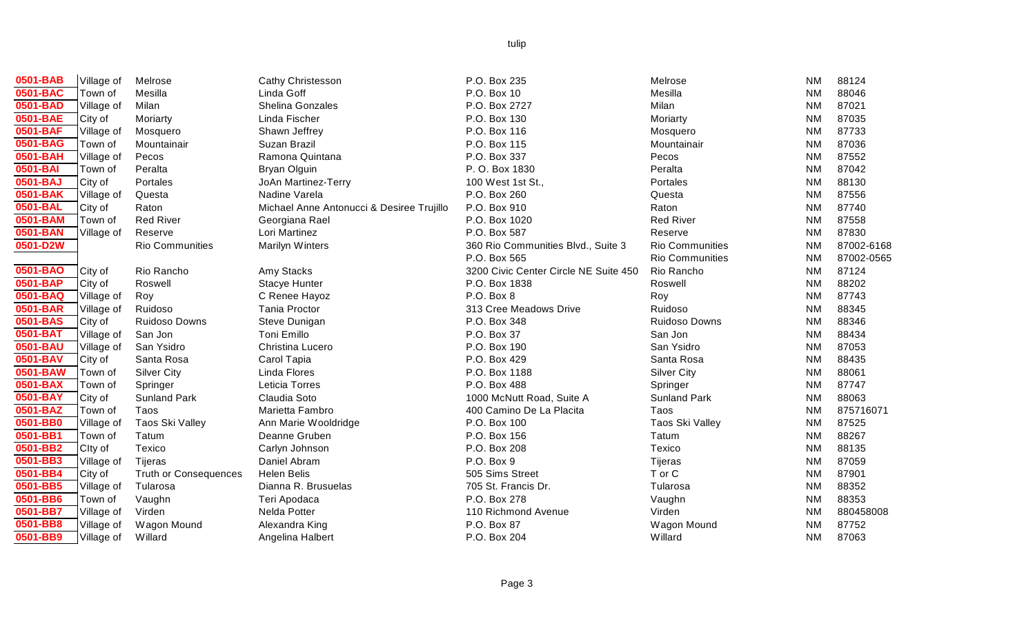tulip

| | | | | | | | |
|---|---|---|---|---|---|---|---|
| 0501-BAB | Village of | Melrose | Cathy Christesson | P.O. Box 235 | Melrose | NM | 88124 |
| 0501-BAC | Town of | Mesilla | Linda Goff | P.O. Box 10 | Mesilla | NM | 88046 |
| 0501-BAD | Village of | Milan | Shelina Gonzales | P.O. Box 2727 | Milan | NM | 87021 |
| 0501-BAE | City of | Moriarty | Linda Fischer | P.O. Box 130 | Moriarty | NM | 87035 |
| 0501-BAF | Village of | Mosquero | Shawn Jeffrey | P.O. Box 116 | Mosquero | NM | 87733 |
| 0501-BAG | Town of | Mountainair | Suzan Brazil | P.O. Box 115 | Mountainair | NM | 87036 |
| 0501-BAH | Village of | Pecos | Ramona Quintana | P.O. Box 337 | Pecos | NM | 87552 |
| 0501-BAI | Town of | Peralta | Bryan Olguin | P. O. Box 1830 | Peralta | NM | 87042 |
| 0501-BAJ | City of | Portales | JoAn Martinez-Terry | 100 West 1st St., | Portales | NM | 88130 |
| 0501-BAK | Village of | Questa | Nadine Varela | P.O. Box 260 | Questa | NM | 87556 |
| 0501-BAL | City of | Raton | Michael Anne Antonucci & Desiree Trujillo | P.O. Box 910 | Raton | NM | 87740 |
| 0501-BAM | Town of | Red River | Georgiana Rael | P.O. Box 1020 | Red River | NM | 87558 |
| 0501-BAN | Village of | Reserve | Lori Martinez | P.O. Box 587 | Reserve | NM | 87830 |
| 0501-D2W | | Rio Communities | Marilyn Winters | 360 Rio Communities Blvd., Suite 3 | Rio Communities | NM | 87002-6168 |
| | | | | P.O. Box 565 | Rio Communities | NM | 87002-0565 |
| 0501-BAO | City of | Rio Rancho | Amy Stacks | 3200 Civic Center Circle NE Suite 450 | Rio Rancho | NM | 87124 |
| 0501-BAP | City of | Roswell | Stacye Hunter | P.O. Box 1838 | Roswell | NM | 88202 |
| 0501-BAQ | Village of | Roy | C Renee Hayoz | P.O. Box 8 | Roy | NM | 87743 |
| 0501-BAR | Village of | Ruidoso | Tania Proctor | 313 Cree Meadows Drive | Ruidoso | NM | 88345 |
| 0501-BAS | City of | Ruidoso Downs | Steve Dunigan | P.O. Box 348 | Ruidoso Downs | NM | 88346 |
| 0501-BAT | Village of | San Jon | Toni Emillo | P.O. Box 37 | San Jon | NM | 88434 |
| 0501-BAU | Village of | San Ysidro | Christina Lucero | P.O. Box 190 | San Ysidro | NM | 87053 |
| 0501-BAV | City of | Santa Rosa | Carol Tapia | P.O. Box 429 | Santa Rosa | NM | 88435 |
| 0501-BAW | Town of | Silver City | Linda Flores | P.O. Box 1188 | Silver City | NM | 88061 |
| 0501-BAX | Town of | Springer | Leticia Torres | P.O. Box 488 | Springer | NM | 87747 |
| 0501-BAY | City of | Sunland Park | Claudia Soto | 1000 McNutt Road, Suite A | Sunland Park | NM | 88063 |
| 0501-BAZ | Town of | Taos | Marietta Fambro | 400 Camino De La Placita | Taos | NM | 875716071 |
| 0501-BB0 | Village of | Taos Ski Valley | Ann Marie Wooldridge | P.O. Box 100 | Taos Ski Valley | NM | 87525 |
| 0501-BB1 | Town of | Tatum | Deanne Gruben | P.O. Box 156 | Tatum | NM | 88267 |
| 0501-BB2 | CIty of | Texico | Carlyn Johnson | P.O. Box 208 | Texico | NM | 88135 |
| 0501-BB3 | Village of | Tijeras | Daniel Abram | P.O. Box 9 | Tijeras | NM | 87059 |
| 0501-BB4 | City of | Truth or Consequences | Helen Belis | 505 Sims Street | T or C | NM | 87901 |
| 0501-BB5 | Village of | Tularosa | Dianna R. Brusuelas | 705 St. Francis Dr. | Tularosa | NM | 88352 |
| 0501-BB6 | Town of | Vaughn | Teri Apodaca | P.O. Box 278 | Vaughn | NM | 88353 |
| 0501-BB7 | Village of | Virden | Nelda Potter | 110 Richmond Avenue | Virden | NM | 880458008 |
| 0501-BB8 | Village of | Wagon Mound | Alexandra King | P.O. Box 87 | Wagon Mound | NM | 87752 |
| 0501-BB9 | Village of | Willard | Angelina Halbert | P.O. Box 204 | Willard | NM | 87063 |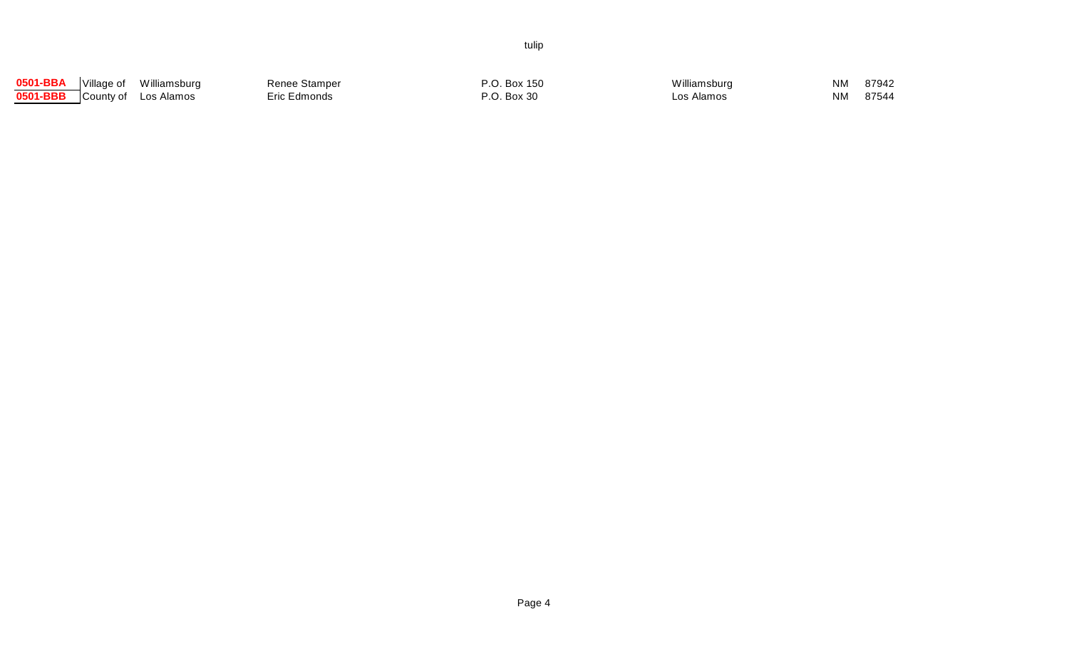tulip

| | | | | | | | |
|---|---|---|---|---|---|---|---|
| **0501-BBA** | Village of | Williamsburg | Renee Stamper | P.O. Box 150 | Williamsburg | NM | 87942 |
| **0501-BBB** | County of | Los Alamos | Eric Edmonds | P.O. Box 30 | Los Alamos | NM | 87544 |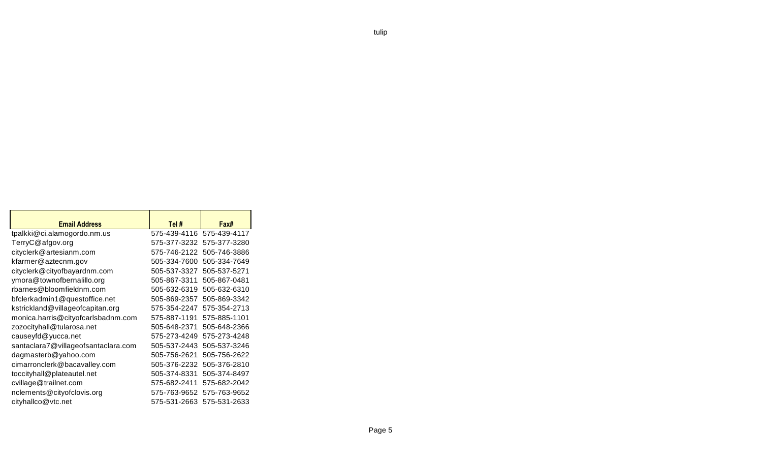tulip

| Email Address | Tel # | Fax# |
|---|---|---|
| tpalkki@ci.alamogordo.nm.us | 575-439-4116 | 575-439-4117 |
| TerryC@afgov.org | 575-377-3232 | 575-377-3280 |
| cityclerk@artesianm.com | 575-746-2122 | 505-746-3886 |
| kfarmer@aztecnm.gov | 505-334-7600 | 505-334-7649 |
| cityclerk@cityofbayardnm.com | 505-537-3327 | 505-537-5271 |
| ymora@townofbernalillo.org | 505-867-3311 | 505-867-0481 |
| rbarnes@bloomfieldnm.com | 505-632-6319 | 505-632-6310 |
| bfclerkadmin1@questoffice.net | 505-869-2357 | 505-869-3342 |
| kstrickland@villageofcapitan.org | 575-354-2247 | 575-354-2713 |
| monica.harris@cityofcarlsbadnm.com | 575-887-1191 | 575-885-1101 |
| zozocityhall@tularosa.net | 505-648-2371 | 505-648-2366 |
| causeyfd@yucca.net | 575-273-4249 | 575-273-4248 |
| santaclara7@villageofsantaclara.com | 505-537-2443 | 505-537-3246 |
| dagmasterb@yahoo.com | 505-756-2621 | 505-756-2622 |
| cimarronclerk@bacavalley.com | 505-376-2232 | 505-376-2810 |
| toccityhall@plateautel.net | 505-374-8331 | 505-374-8497 |
| cvillage@trailnet.com | 575-682-2411 | 575-682-2042 |
| nclements@cityofclovis.org | 575-763-9652 | 575-763-9652 |
| cityhallco@vtc.net | 575-531-2663 | 575-531-2633 |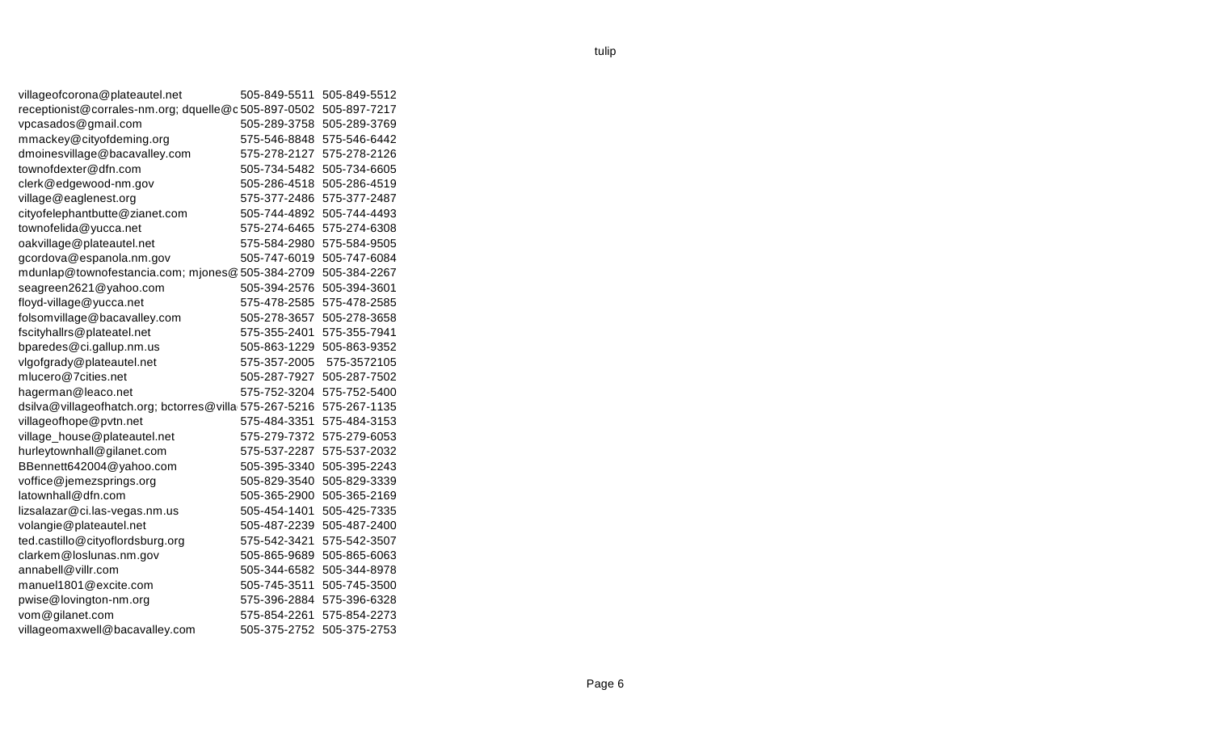| | | |
|---|---|---|
| villageofcorona@plateautel.net | 505-849-5511 | 505-849-5512 |
| receptionist@corrales-nm.org; dquelle@c | 505-897-0502 | 505-897-7217 |
| vpcasados@gmail.com | 505-289-3758 | 505-289-3769 |
| mmackey@cityofdeming.org | 575-546-8848 | 575-546-6442 |
| dmoinesvillage@bacavalley.com | 575-278-2127 | 575-278-2126 |
| townofdexter@dfn.com | 505-734-5482 | 505-734-6605 |
| clerk@edgewood-nm.gov | 505-286-4518 | 505-286-4519 |
| village@eaglenest.org | 575-377-2486 | 575-377-2487 |
| cityofelephantbutte@zianet.com | 505-744-4892 | 505-744-4493 |
| townofelida@yucca.net | 575-274-6465 | 575-274-6308 |
| oakvillage@plateautel.net | 575-584-2980 | 575-584-9505 |
| gcordova@espanola.nm.gov | 505-747-6019 | 505-747-6084 |
| mdunlap@townofestancia.com; mjones@ | 505-384-2709 | 505-384-2267 |
| seagreen2621@yahoo.com | 505-394-2576 | 505-394-3601 |
| floyd-village@yucca.net | 575-478-2585 | 575-478-2585 |
| folsomvillage@bacavalley.com | 505-278-3657 | 505-278-3658 |
| fscityhallrs@plateatel.net | 575-355-2401 | 575-355-7941 |
| bparedes@ci.gallup.nm.us | 505-863-1229 | 505-863-9352 |
| vlgofgrady@plateautel.net | 575-357-2005 | 575-3572105 |
| mlucero@7cities.net | 505-287-7927 | 505-287-7502 |
| hagerman@leaco.net | 575-752-3204 | 575-752-5400 |
| dsilva@villageofhatch.org; bctorres@villa | 575-267-5216 | 575-267-1135 |
| villageofhope@pvtn.net | 575-484-3351 | 575-484-3153 |
| village_house@plateautel.net | 575-279-7372 | 575-279-6053 |
| hurleytownhall@gilanet.com | 575-537-2287 | 575-537-2032 |
| BBennett642004@yahoo.com | 505-395-3340 | 505-395-2243 |
| voffice@jemezsprings.org | 505-829-3540 | 505-829-3339 |
| latownhall@dfn.com | 505-365-2900 | 505-365-2169 |
| lizsalazar@ci.las-vegas.nm.us | 505-454-1401 | 505-425-7335 |
| volangie@plateautel.net | 505-487-2239 | 505-487-2400 |
| ted.castillo@cityoflordsburg.org | 575-542-3421 | 575-542-3507 |
| clarkem@loslunas.nm.gov | 505-865-9689 | 505-865-6063 |
| annabell@villr.com | 505-344-6582 | 505-344-8978 |
| manuel1801@excite.com | 505-745-3511 | 505-745-3500 |
| pwise@lovington-nm.org | 575-396-2884 | 575-396-6328 |
| vom@gilanet.com | 575-854-2261 | 575-854-2273 |
| villageomaxwell@bacavalley.com | 505-375-2752 | 505-375-2753 |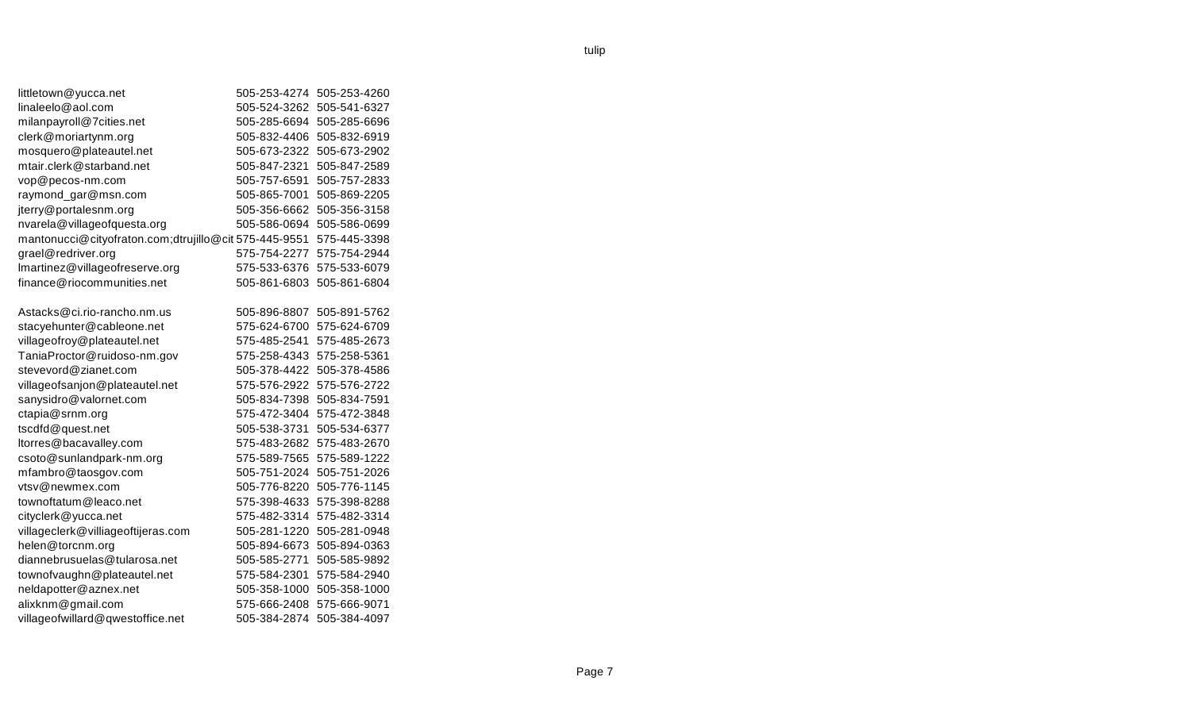| | | |
|---|---|---|
| littletown@yucca.net | 505-253-4274 | 505-253-4260 |
| linaleelo@aol.com | 505-524-3262 | 505-541-6327 |
| milanpayroll@7cities.net | 505-285-6694 | 505-285-6696 |
| clerk@moriartynm.org | 505-832-4406 | 505-832-6919 |
| mosquero@plateautel.net | 505-673-2322 | 505-673-2902 |
| mtair.clerk@starband.net | 505-847-2321 | 505-847-2589 |
| vop@pecos-nm.com | 505-757-6591 | 505-757-2833 |
| raymond_gar@msn.com | 505-865-7001 | 505-869-2205 |
| jterry@portalesnm.org | 505-356-6662 | 505-356-3158 |
| nvarela@villageofquesta.org | 505-586-0694 | 505-586-0699 |
| mantonucci@cityofraton.com;dtrujillo@cit | 575-445-9551 | 575-445-3398 |
| grael@redriver.org | 575-754-2277 | 575-754-2944 |
| lmartinez@villageofreserve.org | 575-533-6376 | 575-533-6079 |
| finance@riocommunities.net | 505-861-6803 | 505-861-6804 |
| | | |
| Astacks@ci.rio-rancho.nm.us | 505-896-8807 | 505-891-5762 |
| stacyehunter@cableone.net | 575-624-6700 | 575-624-6709 |
| villageofroy@plateautel.net | 575-485-2541 | 575-485-2673 |
| TaniaProctor@ruidoso-nm.gov | 575-258-4343 | 575-258-5361 |
| stevevord@zianet.com | 505-378-4422 | 505-378-4586 |
| villageofsanjon@plateautel.net | 575-576-2922 | 575-576-2722 |
| sanysidro@valornet.com | 505-834-7398 | 505-834-7591 |
| ctapia@srnm.org | 575-472-3404 | 575-472-3848 |
| tscdfd@quest.net | 505-538-3731 | 505-534-6377 |
| ltorres@bacavalley.com | 575-483-2682 | 575-483-2670 |
| csoto@sunlandpark-nm.org | 575-589-7565 | 575-589-1222 |
| mfambro@taosgov.com | 505-751-2024 | 505-751-2026 |
| vtsv@newmex.com | 505-776-8220 | 505-776-1145 |
| townoftatum@leaco.net | 575-398-4633 | 575-398-8288 |
| cityclerk@yucca.net | 575-482-3314 | 575-482-3314 |
| villageclerk@villiageoftijeras.com | 505-281-1220 | 505-281-0948 |
| helen@torcnm.org | 505-894-6673 | 505-894-0363 |
| diannebrusuelas@tularosa.net | 505-585-2771 | 505-585-9892 |
| townofvaughn@plateautel.net | 575-584-2301 | 575-584-2940 |
| neldapotter@aznex.net | 505-358-1000 | 505-358-1000 |
| alixknm@gmail.com | 575-666-2408 | 575-666-9071 |
| villageofwillard@qwestoffice.net | 505-384-2874 | 505-384-4097 |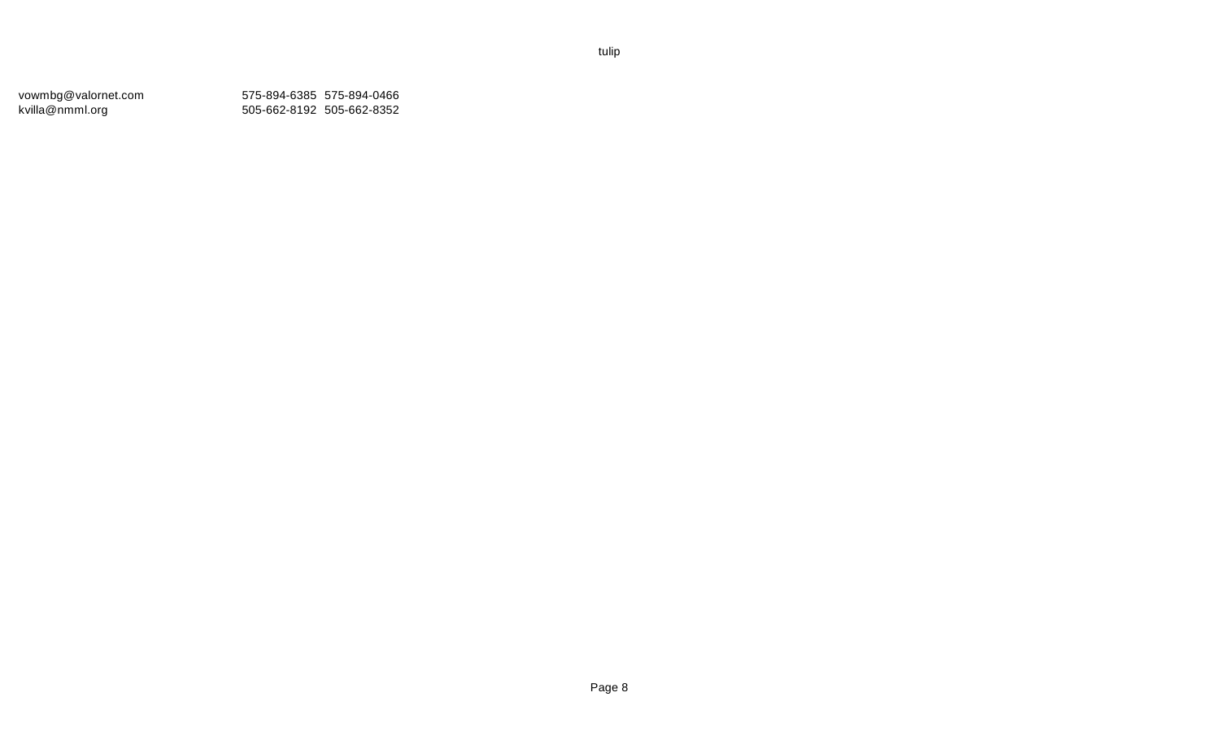| | | |
|---|---|---|
| vowmbg@valornet.com | 575-894-6385 | 575-894-0466 |
| kvilla@nmml.org | 505-662-8192 | 505-662-8352 |